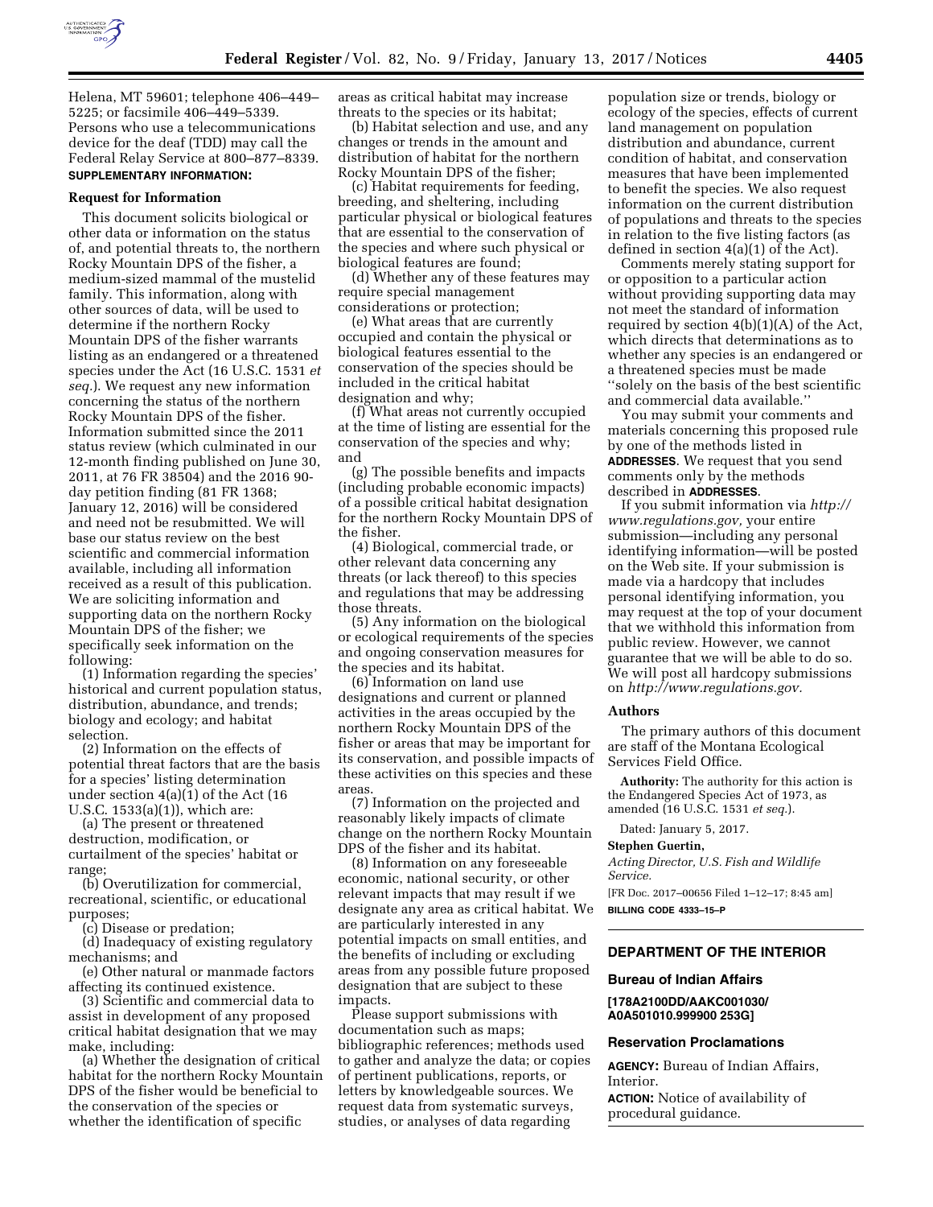Helena, MT 59601; telephone 406–449–5225; or facsimile 406–449–5339. Persons who use a telecommunications device for the deaf (TDD) may call the Federal Relay Service at 800–877–8339.

**SUPPLEMENTARY INFORMATION:**

**Request for Information**

This document solicits biological or other data or information on the status of, and potential threats to, the northern Rocky Mountain DPS of the fisher, a medium-sized mammal of the mustelid family. This information, along with other sources of data, will be used to determine if the northern Rocky Mountain DPS of the fisher warrants listing as an endangered or a threatened species under the Act (16 U.S.C. 1531 *et seq.*). We request any new information concerning the status of the northern Rocky Mountain DPS of the fisher. Information submitted since the 2011 status review (which culminated in our 12-month finding published on June 30, 2011, at 76 FR 38504) and the 2016 90-day petition finding (81 FR 1368; January 12, 2016) will be considered and need not be resubmitted. We will base our status review on the best scientific and commercial information available, including all information received as a result of this publication. We are soliciting information and supporting data on the northern Rocky Mountain DPS of the fisher; we specifically seek information on the following:

(1) Information regarding the species' historical and current population status, distribution, abundance, and trends; biology and ecology; and habitat selection.

(2) Information on the effects of potential threat factors that are the basis for a species' listing determination under section 4(a)(1) of the Act (16 U.S.C. 1533(a)(1)), which are:

(a) The present or threatened destruction, modification, or curtailment of the species' habitat or range;

(b) Overutilization for commercial, recreational, scientific, or educational purposes;

(c) Disease or predation;

(d) Inadequacy of existing regulatory mechanisms; and

(e) Other natural or manmade factors affecting its continued existence.

(3) Scientific and commercial data to assist in development of any proposed critical habitat designation that we may make, including:

(a) Whether the designation of critical habitat for the northern Rocky Mountain DPS of the fisher would be beneficial to the conservation of the species or whether the identification of specific areas as critical habitat may increase threats to the species or its habitat;

(b) Habitat selection and use, and any changes or trends in the amount and distribution of habitat for the northern Rocky Mountain DPS of the fisher;

(c) Habitat requirements for feeding, breeding, and sheltering, including particular physical or biological features that are essential to the conservation of the species and where such physical or biological features are found;

(d) Whether any of these features may require special management considerations or protection;

(e) What areas that are currently occupied and contain the physical or biological features essential to the conservation of the species should be included in the critical habitat designation and why;

(f) What areas not currently occupied at the time of listing are essential for the conservation of the species and why; and

(g) The possible benefits and impacts (including probable economic impacts) of a possible critical habitat designation for the northern Rocky Mountain DPS of the fisher.

(4) Biological, commercial trade, or other relevant data concerning any threats (or lack thereof) to this species and regulations that may be addressing those threats.

(5) Any information on the biological or ecological requirements of the species and ongoing conservation measures for the species and its habitat.

(6) Information on land use designations and current or planned activities in the areas occupied by the northern Rocky Mountain DPS of the fisher or areas that may be important for its conservation, and possible impacts of these activities on this species and these areas.

(7) Information on the projected and reasonably likely impacts of climate change on the northern Rocky Mountain DPS of the fisher and its habitat.

(8) Information on any foreseeable economic, national security, or other relevant impacts that may result if we designate any area as critical habitat. We are particularly interested in any potential impacts on small entities, and the benefits of including or excluding areas from any possible future proposed designation that are subject to these impacts.

Please support submissions with documentation such as maps; bibliographic references; methods used to gather and analyze the data; or copies of pertinent publications, reports, or letters by knowledgeable sources. We request data from systematic surveys, studies, or analyses of data regarding population size or trends, biology or ecology of the species, effects of current land management on population distribution and abundance, current condition of habitat, and conservation measures that have been implemented to benefit the species. We also request information on the current distribution of populations and threats to the species in relation to the five listing factors (as defined in section 4(a)(1) of the Act).

Comments merely stating support for or opposition to a particular action without providing supporting data may not meet the standard of information required by section 4(b)(1)(A) of the Act, which directs that determinations as to whether any species is an endangered or a threatened species must be made "solely on the basis of the best scientific and commercial data available."

You may submit your comments and materials concerning this proposed rule by one of the methods listed in **ADDRESSES**. We request that you send comments only by the methods described in **ADDRESSES**.

If you submit information via *http://www.regulations.gov,* your entire submission—including any personal identifying information—will be posted on the Web site. If your submission is made via a hardcopy that includes personal identifying information, you may request at the top of your document that we withhold this information from public review. However, we cannot guarantee that we will be able to do so. We will post all hardcopy submissions on *http://www.regulations.gov.*

**Authors**

The primary authors of this document are staff of the Montana Ecological Services Field Office.

**Authority:** The authority for this action is the Endangered Species Act of 1973, as amended (16 U.S.C. 1531 *et seq.*).

Dated: January 5, 2017.

**Stephen Guertin,**

*Acting Director, U.S. Fish and Wildlife Service.*

[FR Doc. 2017–00656 Filed 1–12–17; 8:45 am]

**BILLING CODE 4333–15–P**

---

## DEPARTMENT OF THE INTERIOR

### Bureau of Indian Affairs

**[178A2100DD/AAKC001030/A0A501010.999900 253G]**

### Reservation Proclamations

**AGENCY:** Bureau of Indian Affairs, Interior.

**ACTION:** Notice of availability of procedural guidance.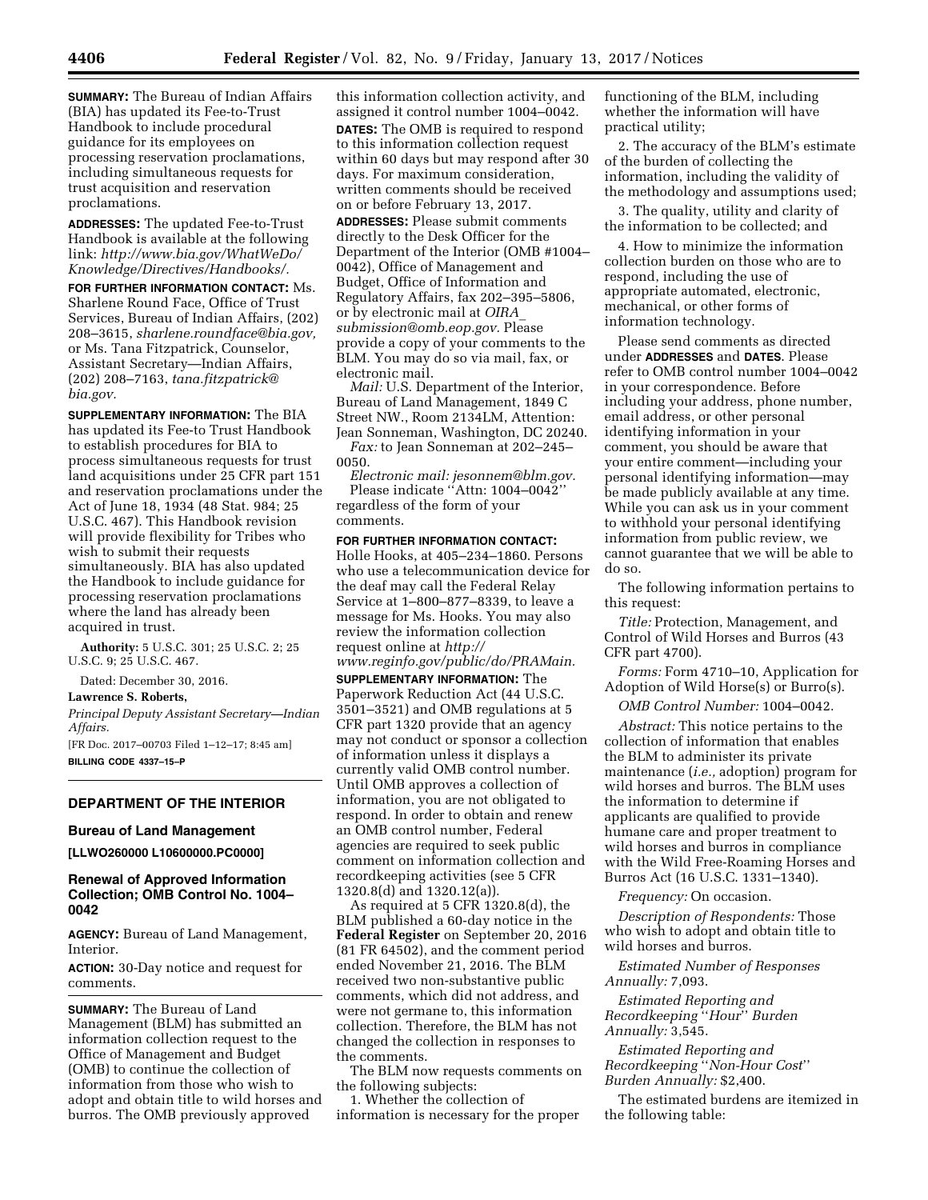**SUMMARY:** The Bureau of Indian Affairs (BIA) has updated its Fee-to-Trust Handbook to include procedural guidance for its employees on processing reservation proclamations, including simultaneous requests for trust acquisition and reservation proclamations.

**ADDRESSES:** The updated Fee-to-Trust Handbook is available at the following link: *http://www.bia.gov/WhatWeDo/Knowledge/Directives/Handbooks/.*

**FOR FURTHER INFORMATION CONTACT:** Ms. Sharlene Round Face, Office of Trust Services, Bureau of Indian Affairs, (202) 208–3615, *sharlene.roundface@bia.gov,* or Ms. Tana Fitzpatrick, Counselor, Assistant Secretary—Indian Affairs, (202) 208–7163, *tana.fitzpatrick@bia.gov.*

**SUPPLEMENTARY INFORMATION:** The BIA has updated its Fee-to-Trust Handbook to establish procedures for BIA to process simultaneous requests for trust land acquisitions under 25 CFR part 151 and reservation proclamations under the Act of June 18, 1934 (48 Stat. 984; 25 U.S.C. 467). This Handbook revision will provide flexibility for Tribes who wish to submit their requests simultaneously. BIA has also updated the Handbook to include guidance for processing reservation proclamations where the land has already been acquired in trust.

**Authority:** 5 U.S.C. 301; 25 U.S.C. 2; 25 U.S.C. 9; 25 U.S.C. 467.

Dated: December 30, 2016.

**Lawrence S. Roberts,**

*Principal Deputy Assistant Secretary—Indian Affairs.*

[FR Doc. 2017–00703 Filed 1–12–17; 8:45 am]

**BILLING CODE 4337–15–P**

## DEPARTMENT OF THE INTERIOR

### Bureau of Land Management

**[LLWO260000 L10600000.PC0000]**

### Renewal of Approved Information Collection; OMB Control No. 1004–0042

**AGENCY:** Bureau of Land Management, Interior.

**ACTION:** 30-Day notice and request for comments.

**SUMMARY:** The Bureau of Land Management (BLM) has submitted an information collection request to the Office of Management and Budget (OMB) to continue the collection of information from those who wish to adopt and obtain title to wild horses and burros. The OMB previously approved this information collection activity, and assigned it control number 1004–0042.

**DATES:** The OMB is required to respond to this information collection request within 60 days but may respond after 30 days. For maximum consideration, written comments should be received on or before February 13, 2017.

**ADDRESSES:** Please submit comments directly to the Desk Officer for the Department of the Interior (OMB #1004–0042), Office of Management and Budget, Office of Information and Regulatory Affairs, fax 202–395–5806, or by electronic mail at *OIRA_submission@omb.eop.gov.* Please provide a copy of your comments to the BLM. You may do so via mail, fax, or electronic mail.

*Mail:* U.S. Department of the Interior, Bureau of Land Management, 1849 C Street NW., Room 2134LM, Attention: Jean Sonneman, Washington, DC 20240.

*Fax:* to Jean Sonneman at 202–245–0050.

*Electronic mail: jesonnem@blm.gov.*

Please indicate ''Attn: 1004–0042'' regardless of the form of your comments.

**FOR FURTHER INFORMATION CONTACT:** Holle Hooks, at 405–234–1860. Persons who use a telecommunication device for the deaf may call the Federal Relay Service at 1–800–877–8339, to leave a message for Ms. Hooks. You may also review the information collection request online at *http://www.reginfo.gov/public/do/PRAMain.*

**SUPPLEMENTARY INFORMATION:** The Paperwork Reduction Act (44 U.S.C. 3501–3521) and OMB regulations at 5 CFR part 1320 provide that an agency may not conduct or sponsor a collection of information unless it displays a currently valid OMB control number. Until OMB approves a collection of information, you are not obligated to respond. In order to obtain and renew an OMB control number, Federal agencies are required to seek public comment on information collection and recordkeeping activities (see 5 CFR 1320.8(d) and 1320.12(a)).

As required at 5 CFR 1320.8(d), the BLM published a 60-day notice in the **Federal Register** on September 20, 2016 (81 FR 64502), and the comment period ended November 21, 2016. The BLM received two non-substantive public comments, which did not address, and were not germane to, this information collection. Therefore, the BLM has not changed the collection in responses to the comments.

The BLM now requests comments on the following subjects:

1. Whether the collection of information is necessary for the proper functioning of the BLM, including whether the information will have practical utility;

2. The accuracy of the BLM's estimate of the burden of collecting the information, including the validity of the methodology and assumptions used;

3. The quality, utility and clarity of the information to be collected; and

4. How to minimize the information collection burden on those who are to respond, including the use of appropriate automated, electronic, mechanical, or other forms of information technology.

Please send comments as directed under **ADDRESSES** and **DATES**. Please refer to OMB control number 1004–0042 in your correspondence. Before including your address, phone number, email address, or other personal identifying information in your comment, you should be aware that your entire comment—including your personal identifying information—may be made publicly available at any time. While you can ask us in your comment to withhold your personal identifying information from public review, we cannot guarantee that we will be able to do so.

The following information pertains to this request:

*Title:* Protection, Management, and Control of Wild Horses and Burros (43 CFR part 4700).

*Forms:* Form 4710–10, Application for Adoption of Wild Horse(s) or Burro(s).

*OMB Control Number:* 1004–0042.

*Abstract:* This notice pertains to the collection of information that enables the BLM to administer its private maintenance (*i.e.,* adoption) program for wild horses and burros. The BLM uses the information to determine if applicants are qualified to provide humane care and proper treatment to wild horses and burros in compliance with the Wild Free-Roaming Horses and Burros Act (16 U.S.C. 1331–1340).

*Frequency:* On occasion.

*Description of Respondents:* Those who wish to adopt and obtain title to wild horses and burros.

*Estimated Number of Responses Annually:* 7,093.

*Estimated Reporting and Recordkeeping ''Hour'' Burden Annually:* 3,545.

*Estimated Reporting and Recordkeeping ''Non-Hour Cost'' Burden Annually:* $2,400.

The estimated burdens are itemized in the following table: